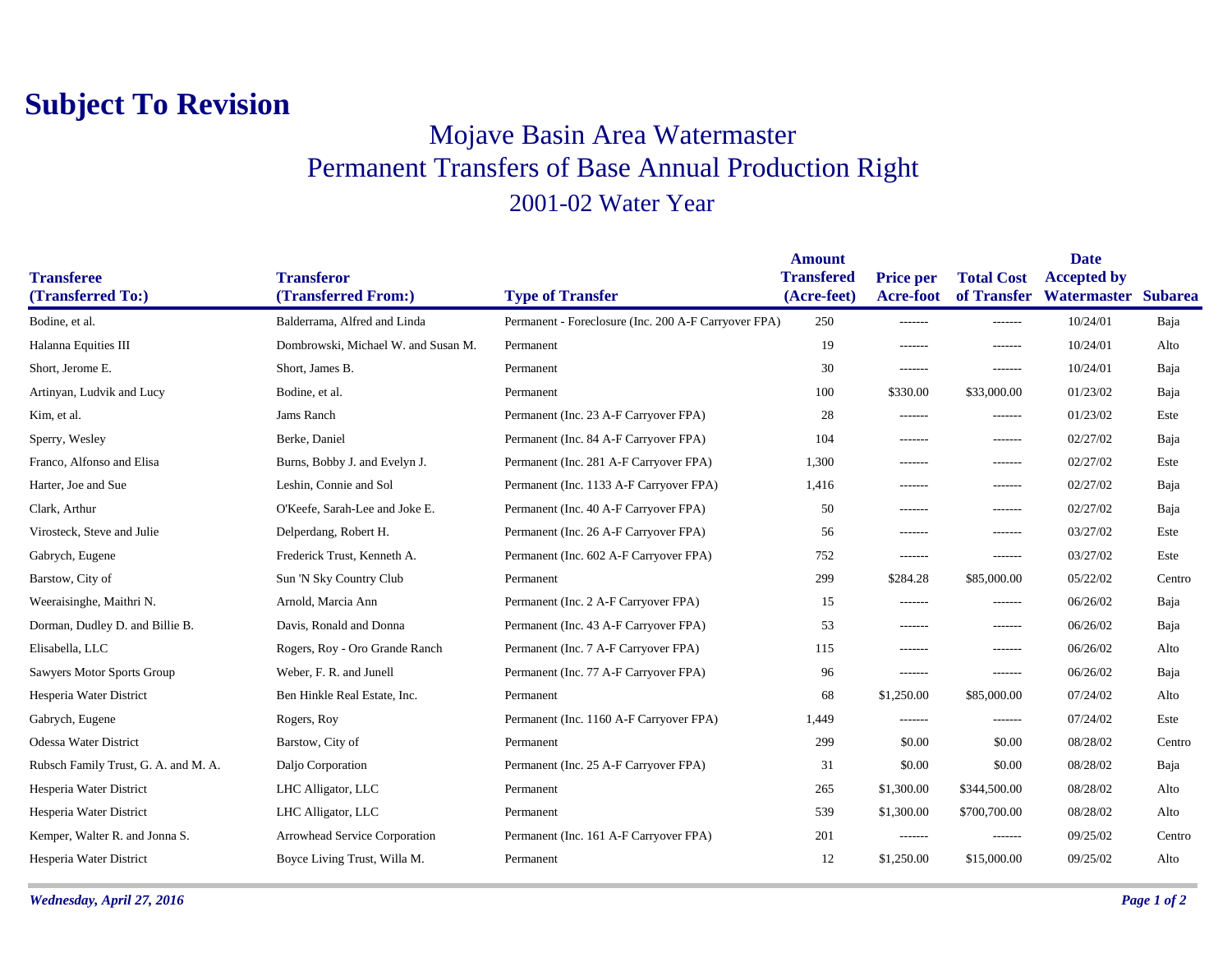# Subject To Revision

## Mojave Basin Area Watermaster
## Permanent Transfers of Base Annual Production Right
## 2001-02 Water Year

| Transferee (Transferred To:) | Transferor (Transferred From:) | Type of Transfer | Amount Transfered (Acre-feet) | Price per Acre-foot | Total Cost of Transfer | Date Accepted by Watermaster | Subarea |
|---|---|---|---|---|---|---|---|
| Bodine, et al. | Balderrama, Alfred and Linda | Permanent - Foreclosure (Inc. 200 A-F Carryover FPA) | 250 | ------- | ------- | 10/24/01 | Baja |
| Halanna Equities III | Dombrowski, Michael W. and Susan M. | Permanent | 19 | ------- | ------- | 10/24/01 | Alto |
| Short, Jerome E. | Short, James B. | Permanent | 30 | ------- | ------- | 10/24/01 | Baja |
| Artinyan, Ludvik and Lucy | Bodine, et al. | Permanent | 100 | $330.00 | $33,000.00 | 01/23/02 | Baja |
| Kim, et al. | Jams Ranch | Permanent (Inc. 23 A-F Carryover FPA) | 28 | ------- | ------- | 01/23/02 | Este |
| Sperry, Wesley | Berke, Daniel | Permanent (Inc. 84 A-F Carryover FPA) | 104 | ------- | ------- | 02/27/02 | Baja |
| Franco, Alfonso and Elisa | Burns, Bobby J. and Evelyn J. | Permanent (Inc. 281 A-F Carryover FPA) | 1,300 | ------- | ------- | 02/27/02 | Este |
| Harter, Joe and Sue | Leshin, Connie and Sol | Permanent (Inc. 1133 A-F Carryover FPA) | 1,416 | ------- | ------- | 02/27/02 | Baja |
| Clark, Arthur | O'Keefe, Sarah-Lee and Joke E. | Permanent (Inc. 40 A-F Carryover FPA) | 50 | ------- | ------- | 02/27/02 | Baja |
| Virosteck, Steve and Julie | Delperdang, Robert H. | Permanent (Inc. 26 A-F Carryover FPA) | 56 | ------- | ------- | 03/27/02 | Este |
| Gabrych, Eugene | Frederick Trust, Kenneth A. | Permanent (Inc. 602 A-F Carryover FPA) | 752 | ------- | ------- | 03/27/02 | Este |
| Barstow, City of | Sun 'N Sky Country Club | Permanent | 299 | $284.28 | $85,000.00 | 05/22/02 | Centro |
| Weeraisinghe, Maithri N. | Arnold, Marcia Ann | Permanent (Inc. 2 A-F Carryover FPA) | 15 | ------- | ------- | 06/26/02 | Baja |
| Dorman, Dudley D. and Billie B. | Davis, Ronald and Donna | Permanent (Inc. 43 A-F Carryover FPA) | 53 | ------- | ------- | 06/26/02 | Baja |
| Elisabella, LLC | Rogers, Roy - Oro Grande Ranch | Permanent (Inc. 7 A-F Carryover FPA) | 115 | ------- | ------- | 06/26/02 | Alto |
| Sawyers Motor Sports Group | Weber, F. R. and Junell | Permanent (Inc. 77 A-F Carryover FPA) | 96 | ------- | ------- | 06/26/02 | Baja |
| Hesperia Water District | Ben Hinkle Real Estate, Inc. | Permanent | 68 | $1,250.00 | $85,000.00 | 07/24/02 | Alto |
| Gabrych, Eugene | Rogers, Roy | Permanent (Inc. 1160 A-F Carryover FPA) | 1,449 | ------- | ------- | 07/24/02 | Este |
| Odessa Water District | Barstow, City of | Permanent | 299 | $0.00 | $0.00 | 08/28/02 | Centro |
| Rubsch Family Trust, G. A. and M. A. | Daljo Corporation | Permanent (Inc. 25 A-F Carryover FPA) | 31 | $0.00 | $0.00 | 08/28/02 | Baja |
| Hesperia Water District | LHC Alligator, LLC | Permanent | 265 | $1,300.00 | $344,500.00 | 08/28/02 | Alto |
| Hesperia Water District | LHC Alligator, LLC | Permanent | 539 | $1,300.00 | $700,700.00 | 08/28/02 | Alto |
| Kemper, Walter R. and Jonna S. | Arrowhead Service Corporation | Permanent (Inc. 161 A-F Carryover FPA) | 201 | ------- | ------- | 09/25/02 | Centro |
| Hesperia Water District | Boyce Living Trust, Willa M. | Permanent | 12 | $1,250.00 | $15,000.00 | 09/25/02 | Alto |

*Wednesday, April 27, 2016*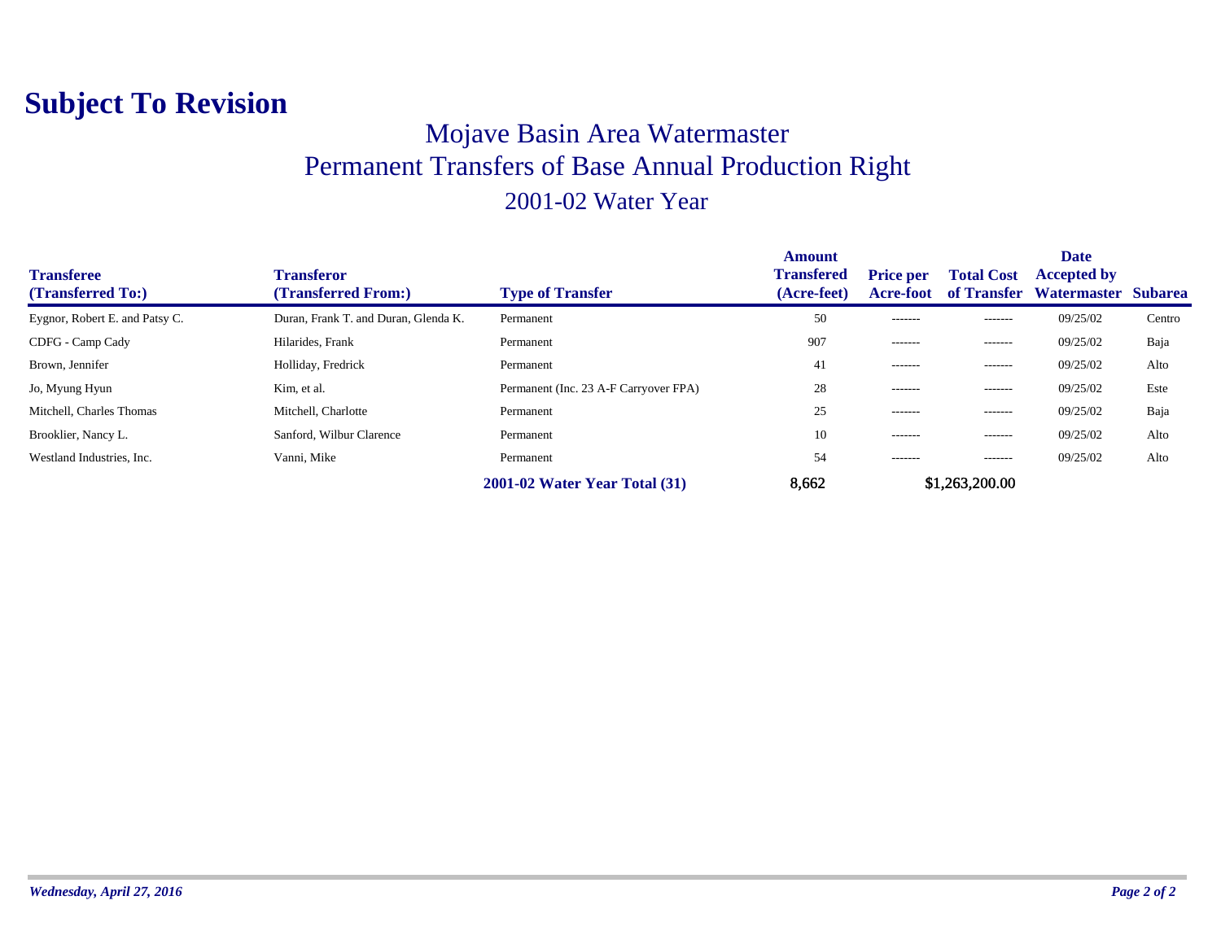# Subject To Revision

## Mojave Basin Area Watermaster
## Permanent Transfers of Base Annual Production Right
## 2001-02 Water Year

| Transferee (Transferred To:) | Transferor (Transferred From:) | Type of Transfer | Amount Transfered (Acre-feet) | Price per Acre-foot | Total Cost of Transfer | Date Accepted by Watermaster | Subarea |
|---|---|---|---|---|---|---|---|
| Eygnor, Robert E. and Patsy C. | Duran, Frank T. and Duran, Glenda K. | Permanent | 50 | ------- | ------- | 09/25/02 | Centro |
| CDFG - Camp Cady | Hilarides, Frank | Permanent | 907 | ------- | ------- | 09/25/02 | Baja |
| Brown, Jennifer | Holliday, Fredrick | Permanent | 41 | ------- | ------- | 09/25/02 | Alto |
| Jo, Myung Hyun | Kim, et al. | Permanent (Inc. 23 A-F Carryover FPA) | 28 | ------- | ------- | 09/25/02 | Este |
| Mitchell, Charles Thomas | Mitchell, Charlotte | Permanent | 25 | ------- | ------- | 09/25/02 | Baja |
| Brooklier, Nancy L. | Sanford, Wilbur Clarence | Permanent | 10 | ------- | ------- | 09/25/02 | Alto |
| Westland Industries, Inc. | Vanni, Mike | Permanent | 54 | ------- | ------- | 09/25/02 | Alto |
| | | **2001-02 Water Year Total (31)** | 8,662 | | $1,263,200.00 | | |

*Wednesday, April 27, 2016*